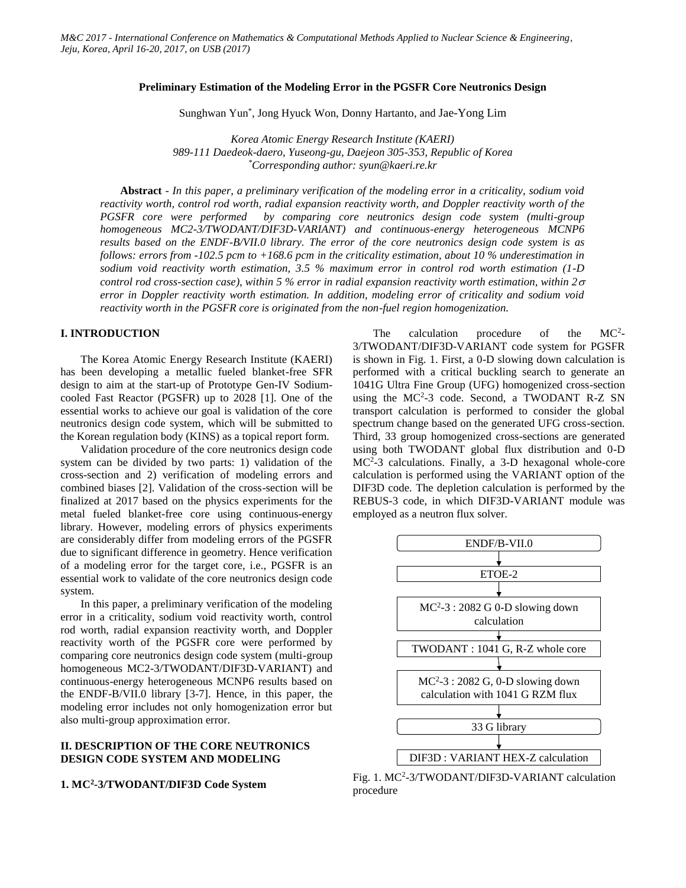# Preliminary Estimation of the Modeling Error in the PGSFR Core Neutronics Design

Sunghwan Yun*, Jong Hyuck Won, Donny Hartanto, and Jae-Yong Lim

*Korea Atomic Energy Research Institute (KAERI)*
*989-111 Daedeok-daero, Yuseong-gu, Daejeon 305-353, Republic of Korea*
*\*Corresponding author: syun@kaeri.re.kr*

**Abstract** - *In this paper, a preliminary verification of the modeling error in a criticality, sodium void reactivity worth, control rod worth, radial expansion reactivity worth, and Doppler reactivity worth of the PGSFR core were performed by comparing core neutronics design code system (multi-group homogeneous MC2-3/TWODANT/DIF3D-VARIANT) and continuous-energy heterogeneous MCNP6 results based on the ENDF-B/VII.0 library. The error of the core neutronics design code system is as follows: errors from -102.5 pcm to +168.6 pcm in the criticality estimation, about 10 % underestimation in sodium void reactivity worth estimation, 3.5 % maximum error in control rod worth estimation (1-D control rod cross-section case), within 5 % error in radial expansion reactivity worth estimation, within $2\sigma$ error in Doppler reactivity worth estimation. In addition, modeling error of criticality and sodium void reactivity worth in the PGSFR core is originated from the non-fuel region homogenization.*

## I. INTRODUCTION

The Korea Atomic Energy Research Institute (KAERI) has been developing a metallic fueled blanket-free SFR design to aim at the start-up of Prototype Gen-IV Sodium-cooled Fast Reactor (PGSFR) up to 2028 [1]. One of the essential works to achieve our goal is validation of the core neutronics design code system, which will be submitted to the Korean regulation body (KINS) as a topical report form.

Validation procedure of the core neutronics design code system can be divided by two parts: 1) validation of the cross-section and 2) verification of modeling errors and combined biases [2]. Validation of the cross-section will be finalized at 2017 based on the physics experiments for the metal fueled blanket-free core using continuous-energy library. However, modeling errors of physics experiments are considerably differ from modeling errors of the PGSFR due to significant difference in geometry. Hence verification of a modeling error for the target core, i.e., PGSFR is an essential work to validate of the core neutronics design code system.

In this paper, a preliminary verification of the modeling error in a criticality, sodium void reactivity worth, control rod worth, radial expansion reactivity worth, and Doppler reactivity worth of the PGSFR core were performed by comparing core neutronics design code system (multi-group homogeneous MC2-3/TWODANT/DIF3D-VARIANT) and continuous-energy heterogeneous MCNP6 results based on the ENDF-B/VII.0 library [3-7]. Hence, in this paper, the modeling error includes not only homogenization error but also multi-group approximation error.

## II. DESCRIPTION OF THE CORE NEUTRONICS DESIGN CODE SYSTEM AND MODELING

### 1. MC$^2$-3/TWODANT/DIF3D Code System

The calculation procedure of the MC$^2$-3/TWODANT/DIF3D-VARIANT code system for PGSFR is shown in Fig. 1. First, a 0-D slowing down calculation is performed with a critical buckling search to generate an 1041G Ultra Fine Group (UFG) homogenized cross-section using the MC$^2$-3 code. Second, a TWODANT R-Z SN transport calculation is performed to consider the global spectrum change based on the generated UFG cross-section. Third, 33 group homogenized cross-sections are generated using both TWODANT global flux distribution and 0-D MC$^2$-3 calculations. Finally, a 3-D hexagonal whole-core calculation is performed using the VARIANT option of the DIF3D code. The depletion calculation is performed by the REBUS-3 code, in which DIF3D-VARIANT module was employed as a neutron flux solver.

ENDF/B-VII.0
↓
ETOE-2
↓
MC$^2$-3 : 2082 G 0-D slowing down calculation
↓
TWODANT : 1041 G, R-Z whole core
↓
MC$^2$-3 : 2082 G, 0-D slowing down calculation with 1041 G RZM flux
↓
33 G library
↓
DIF3D : VARIANT HEX-Z calculation

Fig. 1. MC$^2$-3/TWODANT/DIF3D-VARIANT calculation procedure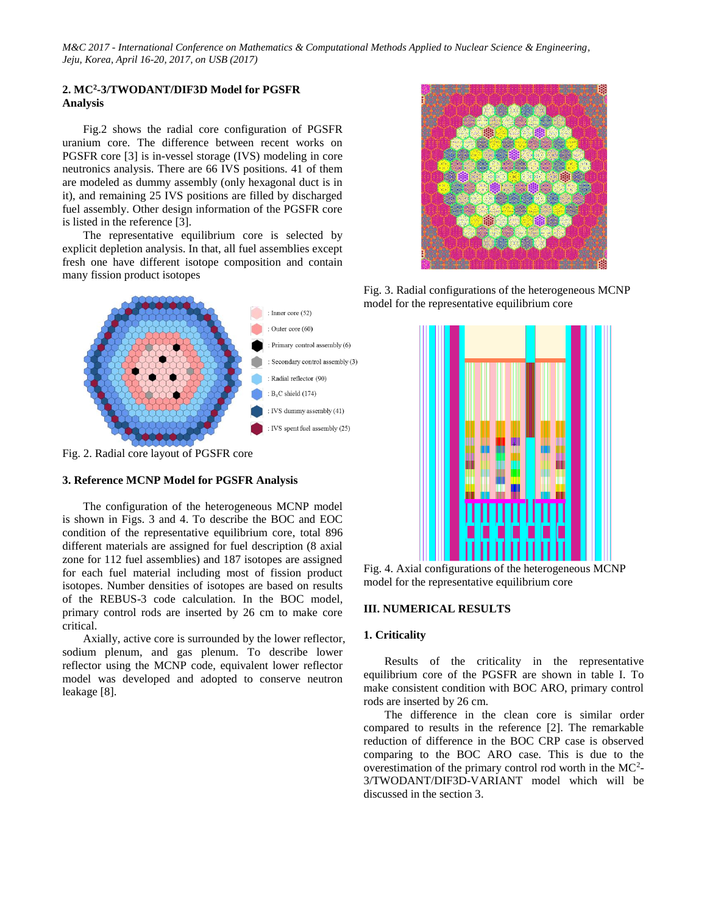## 2. MC$^2$-3/TWODANT/DIF3D Model for PGSFR Analysis

Fig.2 shows the radial core configuration of PGSFR uranium core. The difference between recent works on PGSFR core [3] is in-vessel storage (IVS) modeling in core neutronics analysis. There are 66 IVS positions. 41 of them are modeled as dummy assembly (only hexagonal duct is in it), and remaining 25 IVS positions are filled by discharged fuel assembly. Other design information of the PGSFR core is listed in the reference [3].

The representative equilibrium core is selected by explicit depletion analysis. In that, all fuel assemblies except fresh one have different isotope composition and contain many fission product isotopes

: Inner core (52)
: Outer core (60)
: Primary control assembly (6)
: Secondary control assembly (3)
: Radial reflector (90)
: $B_4C$ shield (174)
: IVS dummy assembly (41)
: IVS spent fuel assembly (25)

Fig. 2. Radial core layout of PGSFR core

## 3. Reference MCNP Model for PGSFR Analysis

The configuration of the heterogeneous MCNP model is shown in Figs. 3 and 4. To describe the BOC and EOC condition of the representative equilibrium core, total 896 different materials are assigned for fuel description (8 axial zone for 112 fuel assemblies) and 187 isotopes are assigned for each fuel material including most of fission product isotopes. Number densities of isotopes are based on results of the REBUS-3 code calculation. In the BOC model, primary control rods are inserted by 26 cm to make core critical.

Axially, active core is surrounded by the lower reflector, sodium plenum, and gas plenum. To describe lower reflector using the MCNP code, equivalent lower reflector model was developed and adopted to conserve neutron leakage [8].

Fig. 3. Radial configurations of the heterogeneous MCNP model for the representative equilibrium core

Fig. 4. Axial configurations of the heterogeneous MCNP model for the representative equilibrium core

# III. NUMERICAL RESULTS

## 1. Criticality

Results of the criticality in the representative equilibrium core of the PGSFR are shown in table I. To make consistent condition with BOC ARO, primary control rods are inserted by 26 cm.

The difference in the clean core is similar order compared to results in the reference [2]. The remarkable reduction of difference in the BOC CRP case is observed comparing to the BOC ARO case. This is due to the overestimation of the primary control rod worth in the MC$^2$-3/TWODANT/DIF3D-VARIANT model which will be discussed in the section 3.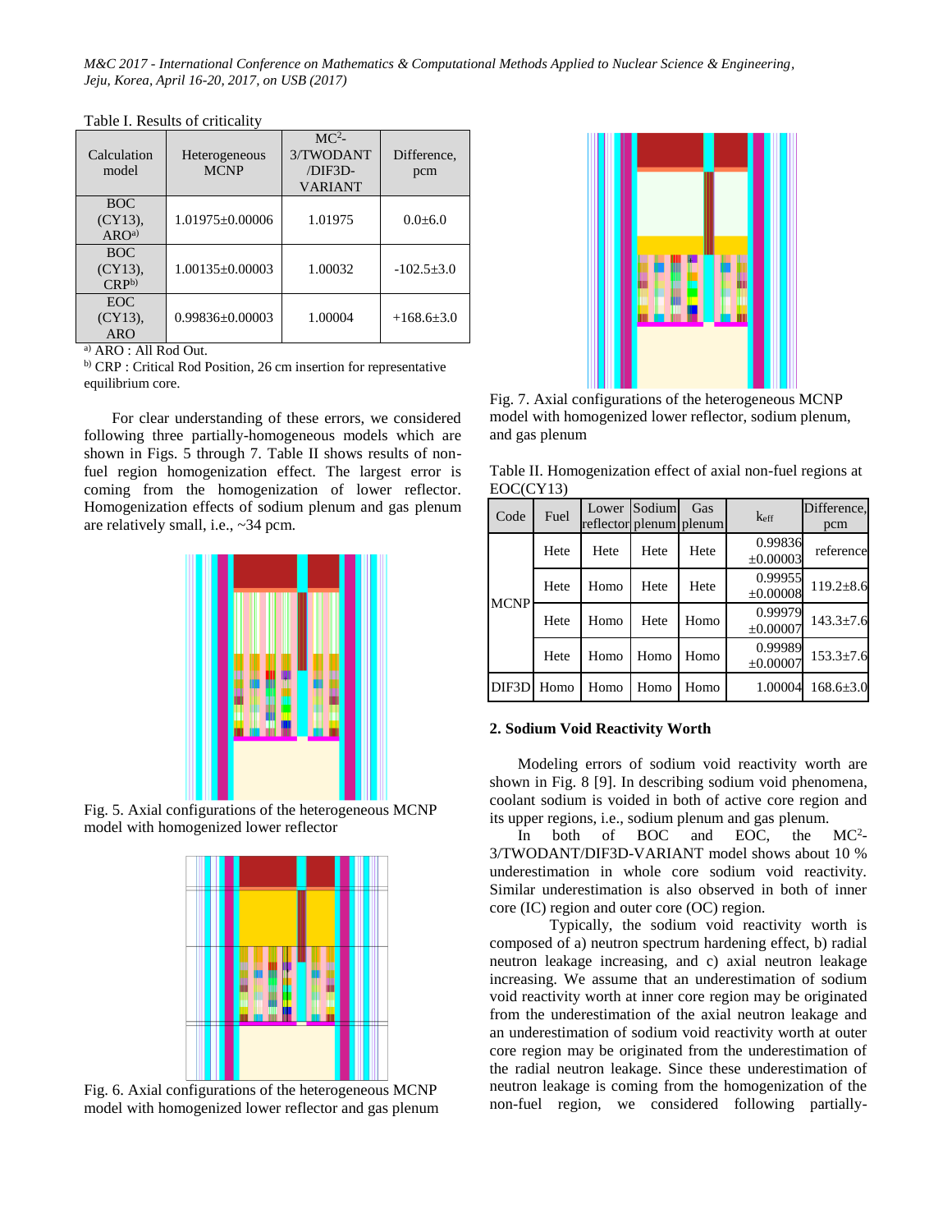Table I. Results of criticality

| Calculation model | Heterogeneous MCNP | MC$^2$-3/TWODANT/DIF3D-VARIANT | Difference, pcm |
|---|---|---|---|
| BOC (CY13), ARO[a)] | 1.01975±0.00006 | 1.01975 | 0.0±6.0 |
| BOC (CY13), CRP[b)] | 1.00135±0.00003 | 1.00032 | -102.5±3.0 |
| EOC (CY13), ARO | 0.99836±0.00003 | 1.00004 | +168.6±3.0 |

[a)] ARO : All Rod Out.
[b)] CRP : Critical Rod Position, 26 cm insertion for representative equilibrium core.

For clear understanding of these errors, we considered following three partially-homogeneous models which are shown in Figs. 5 through 7. Table II shows results of non-fuel region homogenization effect. The largest error is coming from the homogenization of lower reflector. Homogenization effects of sodium plenum and gas plenum are relatively small, i.e., ~34 pcm.

Fig. 5. Axial configurations of the heterogeneous MCNP model with homogenized lower reflector

Fig. 6. Axial configurations of the heterogeneous MCNP model with homogenized lower reflector and gas plenum

Fig. 7. Axial configurations of the heterogeneous MCNP model with homogenized lower reflector, sodium plenum, and gas plenum

Table II. Homogenization effect of axial non-fuel regions at EOC(CY13)

| Code | Fuel | Lower reflector | Sodium plenum | Gas plenum | $k_{eff}$ | Difference, pcm |
|---|---|---|---|---|---|---|
| MCNP | Hete | Hete | Hete | Hete | 0.99836 ±0.00003 | reference |
| | Hete | Homo | Hete | Hete | 0.99955 ±0.00008 | 119.2±8.6 |
| | Hete | Homo | Hete | Homo | 0.99979 ±0.00007 | 143.3±7.6 |
| | Hete | Homo | Homo | Homo | 0.99989 ±0.00007 | 153.3±7.6 |
| DIF3D | Homo | Homo | Homo | Homo | 1.00004 | 168.6±3.0 |

## 2. Sodium Void Reactivity Worth

Modeling errors of sodium void reactivity worth are shown in Fig. 8 [9]. In describing sodium void phenomena, coolant sodium is voided in both of active core region and its upper regions, i.e., sodium plenum and gas plenum.

In both of BOC and EOC, the MC$^2$-3/TWODANT/DIF3D-VARIANT model shows about 10 % underestimation in whole core sodium void reactivity. Similar underestimation is also observed in both of inner core (IC) region and outer core (OC) region.

Typically, the sodium void reactivity worth is composed of a) neutron spectrum hardening effect, b) radial neutron leakage increasing, and c) axial neutron leakage increasing. We assume that an underestimation of sodium void reactivity worth at inner core region may be originated from the underestimation of the axial neutron leakage and an underestimation of sodium void reactivity worth at outer core region may be originated from the underestimation of the radial neutron leakage. Since these underestimation of neutron leakage is coming from the homogenization of the non-fuel region, we considered following partially-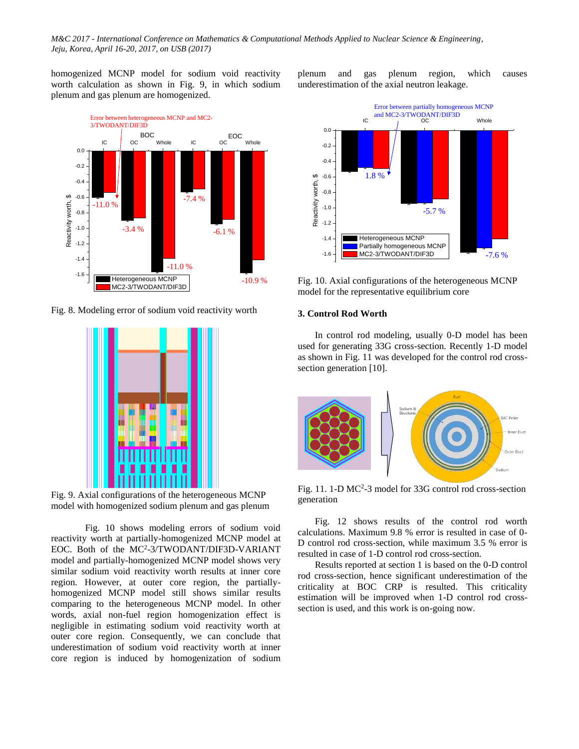homogenized MCNP model for sodium void reactivity worth calculation as shown in Fig. 9, in which sodium plenum and gas plenum are homogenized.

Fig. 8. Modeling error of sodium void reactivity worth

Fig. 9. Axial configurations of the heterogeneous MCNP model with homogenized sodium plenum and gas plenum

Fig. 10 shows modeling errors of sodium void reactivity worth at partially-homogenized MCNP model at EOC. Both of the MC$^2$-3/TWODANT/DIF3D-VARIANT model and partially-homogenized MCNP model shows very similar sodium void reactivity worth results at inner core region. However, at outer core region, the partially-homogenized MCNP model still shows similar results comparing to the heterogeneous MCNP model. In other words, axial non-fuel region homogenization effect is negligible in estimating sodium void reactivity worth at outer core region. Consequently, we can conclude that underestimation of sodium void reactivity worth at inner core region is induced by homogenization of sodium plenum and gas plenum region, which causes underestimation of the axial neutron leakage.

Fig. 10. Axial configurations of the heterogeneous MCNP model for the representative equilibrium core

## 3. Control Rod Worth

In control rod modeling, usually 0-D model has been used for generating 33G cross-section. Recently 1-D model as shown in Fig. 11 was developed for the control rod cross-section generation [10].

Fig. 11. 1-D MC$^2$-3 model for 33G control rod cross-section generation

Fig. 12 shows results of the control rod worth calculations. Maximum 9.8 % error is resulted in case of 0-D control rod cross-section, while maximum 3.5 % error is resulted in case of 1-D control rod cross-section.

Results reported at section 1 is based on the 0-D control rod cross-section, hence significant underestimation of the criticality at BOC CRP is resulted. This criticality estimation will be improved when 1-D control rod cross-section is used, and this work is on-going now.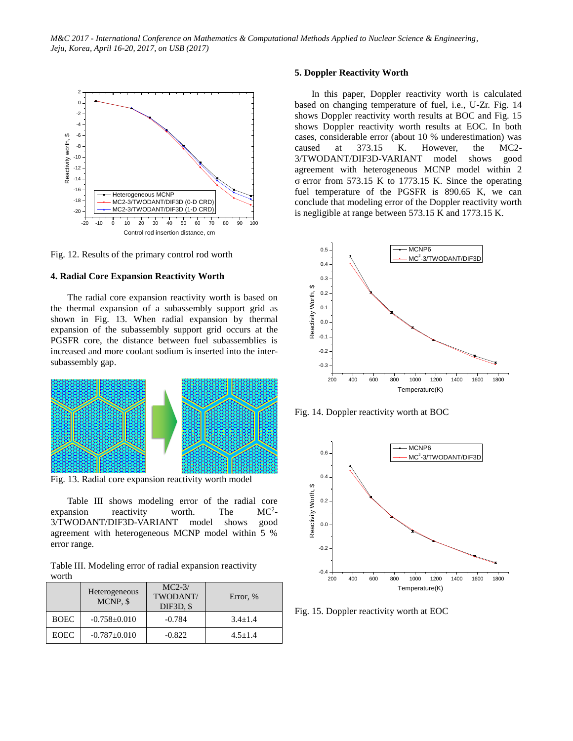Fig. 12. Results of the primary control rod worth

### 4. Radial Core Expansion Reactivity Worth

The radial core expansion reactivity worth is based on the thermal expansion of a subassembly support grid as shown in Fig. 13. When radial expansion by thermal expansion of the subassembly support grid occurs at the PGSFR core, the distance between fuel subassemblies is increased and more coolant sodium is inserted into the inter-subassembly gap.

Fig. 13. Radial core expansion reactivity worth model

Table III shows modeling error of the radial core expansion reactivity worth. The MC[2]-3/TWODANT/DIF3D-VARIANT model shows good agreement with heterogeneous MCNP model within 5 % error range.

Table III. Modeling error of radial expansion reactivity worth

| | Heterogeneous MCNP, $ | MC2-3/ TWODANT/ DIF3D, $ | Error, % |
|---|---|---|---|
| BOEC | -0.758±0.010 | -0.784 | 3.4±1.4 |
| EOEC | -0.787±0.010 | -0.822 | 4.5±1.4 |

### 5. Doppler Reactivity Worth

In this paper, Doppler reactivity worth is calculated based on changing temperature of fuel, i.e., U-Zr. Fig. 14 shows Doppler reactivity worth results at BOC and Fig. 15 shows Doppler reactivity worth results at EOC. In both cases, considerable error (about 10 % underestimation) was caused at 373.15 K. However, the MC2-3/TWODANT/DIF3D-VARIANT model shows good agreement with heterogeneous MCNP model within 2 $\sigma$ error from 573.15 K to 1773.15 K. Since the operating fuel temperature of the PGSFR is 890.65 K, we can conclude that modeling error of the Doppler reactivity worth is negligible at range between 573.15 K and 1773.15 K.

Fig. 14. Doppler reactivity worth at BOC

Fig. 15. Doppler reactivity worth at EOC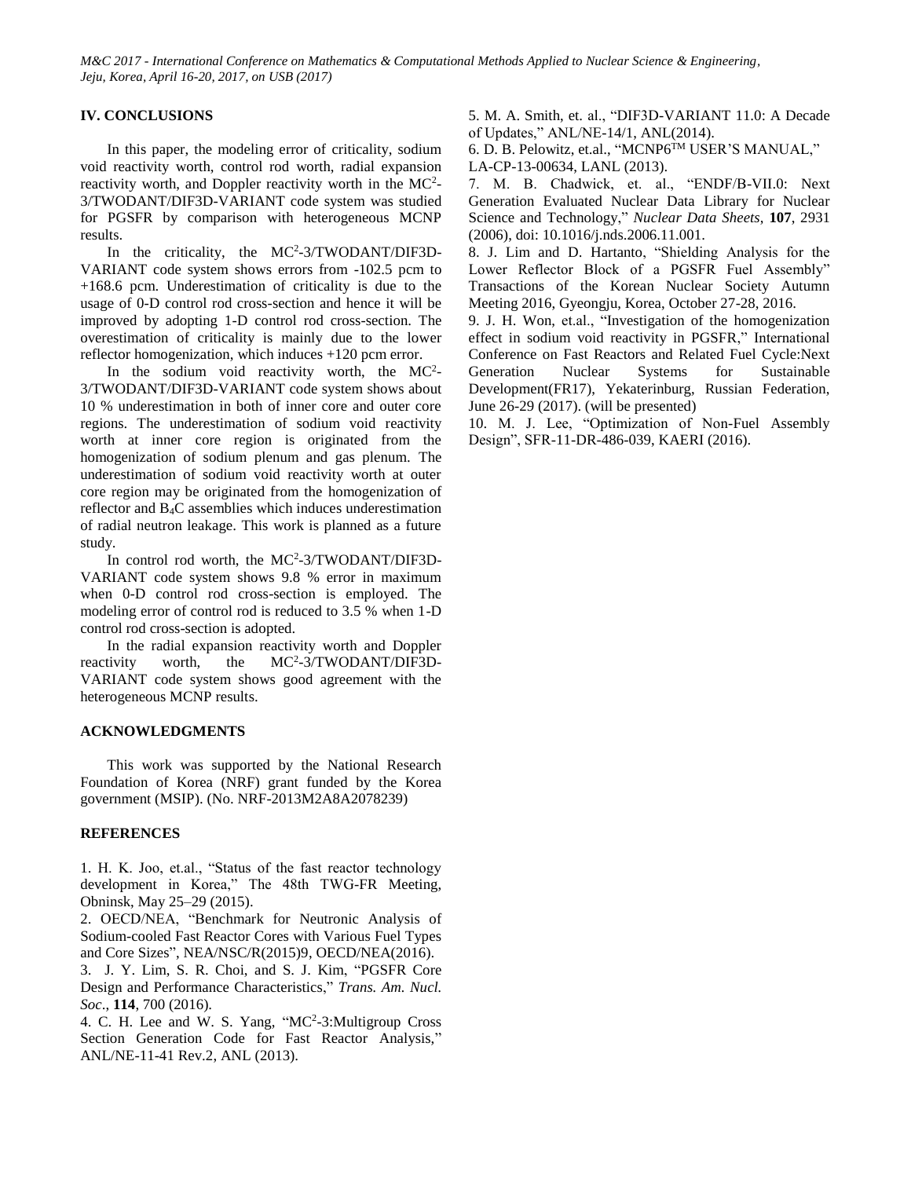## IV. CONCLUSIONS

In this paper, the modeling error of criticality, sodium void reactivity worth, control rod worth, radial expansion reactivity worth, and Doppler reactivity worth in the $MC^2$-3/TWODANT/DIF3D-VARIANT code system was studied for PGSFR by comparison with heterogeneous MCNP results.

In the criticality, the $MC^2$-3/TWODANT/DIF3D-VARIANT code system shows errors from -102.5 pcm to +168.6 pcm. Underestimation of criticality is due to the usage of 0-D control rod cross-section and hence it will be improved by adopting 1-D control rod cross-section. The overestimation of criticality is mainly due to the lower reflector homogenization, which induces +120 pcm error.

In the sodium void reactivity worth, the $MC^2$-3/TWODANT/DIF3D-VARIANT code system shows about 10 % underestimation in both of inner core and outer core regions. The underestimation of sodium void reactivity worth at inner core region is originated from the homogenization of sodium plenum and gas plenum. The underestimation of sodium void reactivity worth at outer core region may be originated from the homogenization of reflector and $B_4C$ assemblies which induces underestimation of radial neutron leakage. This work is planned as a future study.

In control rod worth, the $MC^2$-3/TWODANT/DIF3D-VARIANT code system shows 9.8 % error in maximum when 0-D control rod cross-section is employed. The modeling error of control rod is reduced to 3.5 % when 1-D control rod cross-section is adopted.

In the radial expansion reactivity worth and Doppler reactivity worth, the $MC^2$-3/TWODANT/DIF3D-VARIANT code system shows good agreement with the heterogeneous MCNP results.

## ACKNOWLEDGMENTS

This work was supported by the National Research Foundation of Korea (NRF) grant funded by the Korea government (MSIP). (No. NRF-2013M2A8A2078239)

## REFERENCES

1. H. K. Joo, et.al., "Status of the fast reactor technology development in Korea," The 48th TWG-FR Meeting, Obninsk, May 25–29 (2015).
2. OECD/NEA, "Benchmark for Neutronic Analysis of Sodium-cooled Fast Reactor Cores with Various Fuel Types and Core Sizes", NEA/NSC/R(2015)9, OECD/NEA(2016).
3. J. Y. Lim, S. R. Choi, and S. J. Kim, "PGSFR Core Design and Performance Characteristics," *Trans. Am. Nucl. Soc*., **114**, 700 (2016).
4. C. H. Lee and W. S. Yang, "$MC^2$-3:Multigroup Cross Section Generation Code for Fast Reactor Analysis," ANL/NE-11-41 Rev.2, ANL (2013).
5. M. A. Smith, et. al., "DIF3D-VARIANT 11.0: A Decade of Updates," ANL/NE-14/1, ANL(2014).
6. D. B. Pelowitz, et.al., "MCNP6™ USER'S MANUAL," LA-CP-13-00634, LANL (2013).
7. M. B. Chadwick, et. al., "ENDF/B-VII.0: Next Generation Evaluated Nuclear Data Library for Nuclear Science and Technology," *Nuclear Data Sheets*, **107**, 2931 (2006), doi: 10.1016/j.nds.2006.11.001.
8. J. Lim and D. Hartanto, "Shielding Analysis for the Lower Reflector Block of a PGSFR Fuel Assembly" Transactions of the Korean Nuclear Society Autumn Meeting 2016, Gyeongju, Korea, October 27-28, 2016.
9. J. H. Won, et.al., "Investigation of the homogenization effect in sodium void reactivity in PGSFR," International Conference on Fast Reactors and Related Fuel Cycle:Next Generation Nuclear Systems for Sustainable Development(FR17), Yekaterinburg, Russian Federation, June 26-29 (2017). (will be presented)
10. M. J. Lee, "Optimization of Non-Fuel Assembly Design", SFR-11-DR-486-039, KAERI (2016).